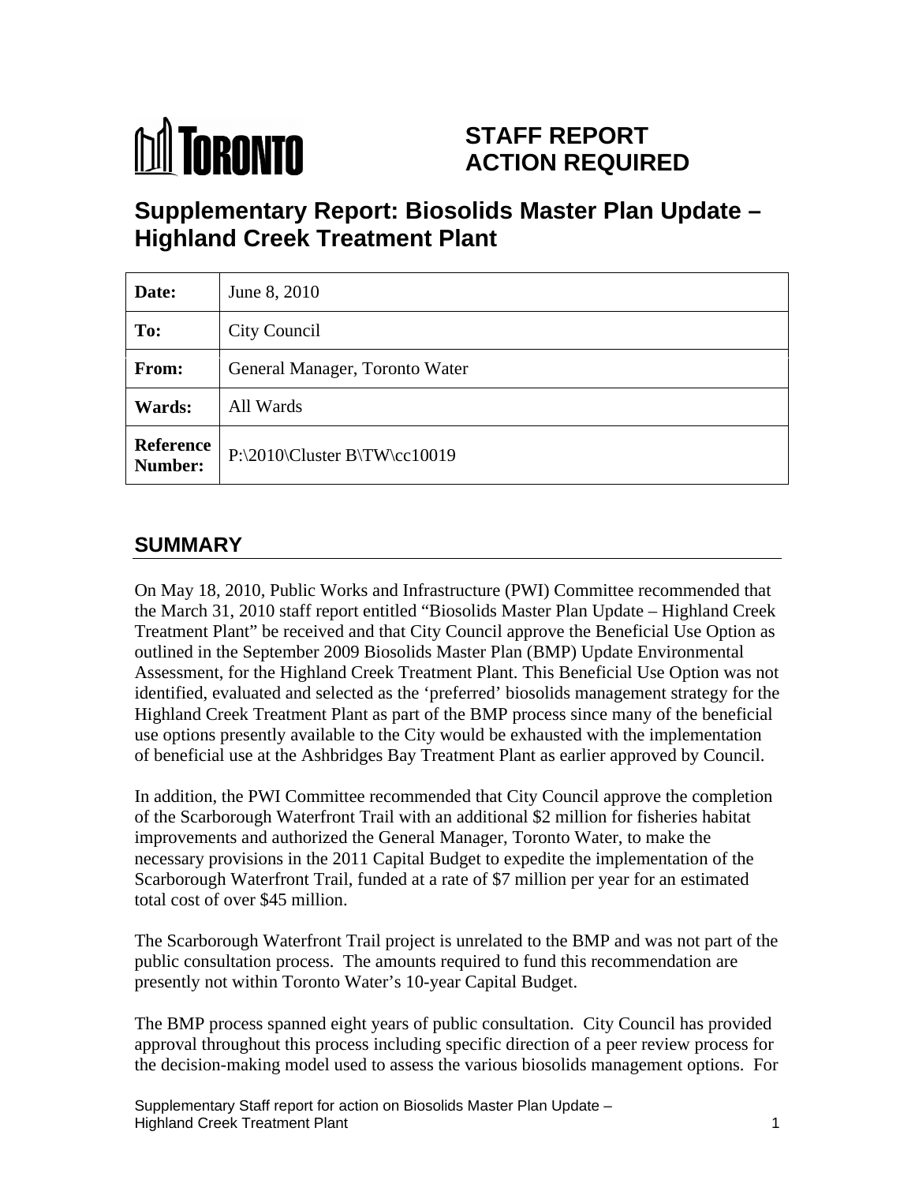TORONTO

# STAFF REPORT ACTION REQUIRED

# Supplementary Report: Biosolids Master Plan Update – Highland Creek Treatment Plant

| | |
|---|---|
| **Date:** | June 8, 2010 |
| **To:** | City Council |
| **From:** | General Manager, Toronto Water |
| **Wards:** | All Wards |
| **Reference Number:** | P:\2010\Cluster B\TW\cc10019 |

## SUMMARY

On May 18, 2010, Public Works and Infrastructure (PWI) Committee recommended that the March 31, 2010 staff report entitled "Biosolids Master Plan Update – Highland Creek Treatment Plant" be received and that City Council approve the Beneficial Use Option as outlined in the September 2009 Biosolids Master Plan (BMP) Update Environmental Assessment, for the Highland Creek Treatment Plant. This Beneficial Use Option was not identified, evaluated and selected as the 'preferred' biosolids management strategy for the Highland Creek Treatment Plant as part of the BMP process since many of the beneficial use options presently available to the City would be exhausted with the implementation of beneficial use at the Ashbridges Bay Treatment Plant as earlier approved by Council.

In addition, the PWI Committee recommended that City Council approve the completion of the Scarborough Waterfront Trail with an additional $2 million for fisheries habitat improvements and authorized the General Manager, Toronto Water, to make the necessary provisions in the 2011 Capital Budget to expedite the implementation of the Scarborough Waterfront Trail, funded at a rate of $7 million per year for an estimated total cost of over $45 million.

The Scarborough Waterfront Trail project is unrelated to the BMP and was not part of the public consultation process. The amounts required to fund this recommendation are presently not within Toronto Water's 10-year Capital Budget.

The BMP process spanned eight years of public consultation. City Council has provided approval throughout this process including specific direction of a peer review process for the decision-making model used to assess the various biosolids management options. For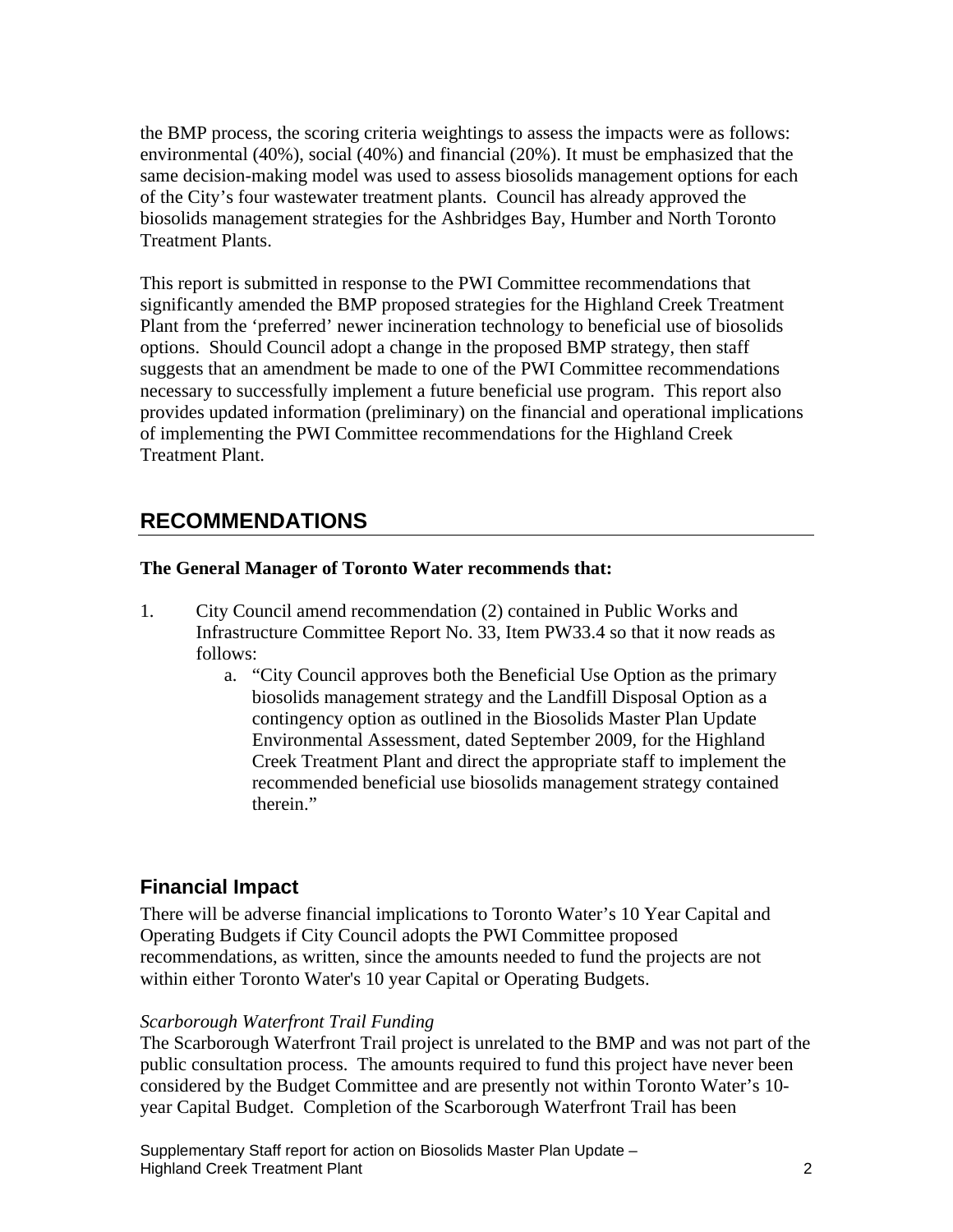the BMP process, the scoring criteria weightings to assess the impacts were as follows: environmental (40%), social (40%) and financial (20%). It must be emphasized that the same decision-making model was used to assess biosolids management options for each of the City's four wastewater treatment plants. Council has already approved the biosolids management strategies for the Ashbridges Bay, Humber and North Toronto Treatment Plants.

This report is submitted in response to the PWI Committee recommendations that significantly amended the BMP proposed strategies for the Highland Creek Treatment Plant from the 'preferred' newer incineration technology to beneficial use of biosolids options. Should Council adopt a change in the proposed BMP strategy, then staff suggests that an amendment be made to one of the PWI Committee recommendations necessary to successfully implement a future beneficial use program. This report also provides updated information (preliminary) on the financial and operational implications of implementing the PWI Committee recommendations for the Highland Creek Treatment Plant.

## RECOMMENDATIONS

**The General Manager of Toronto Water recommends that:**

1. City Council amend recommendation (2) contained in Public Works and Infrastructure Committee Report No. 33, Item PW33.4 so that it now reads as follows:
    a. "City Council approves both the Beneficial Use Option as the primary biosolids management strategy and the Landfill Disposal Option as a contingency option as outlined in the Biosolids Master Plan Update Environmental Assessment, dated September 2009, for the Highland Creek Treatment Plant and direct the appropriate staff to implement the recommended beneficial use biosolids management strategy contained therein."

### Financial Impact

There will be adverse financial implications to Toronto Water's 10 Year Capital and Operating Budgets if City Council adopts the PWI Committee proposed recommendations, as written, since the amounts needed to fund the projects are not within either Toronto Water's 10 year Capital or Operating Budgets.

*Scarborough Waterfront Trail Funding*

The Scarborough Waterfront Trail project is unrelated to the BMP and was not part of the public consultation process. The amounts required to fund this project have never been considered by the Budget Committee and are presently not within Toronto Water's 10-year Capital Budget. Completion of the Scarborough Waterfront Trail has been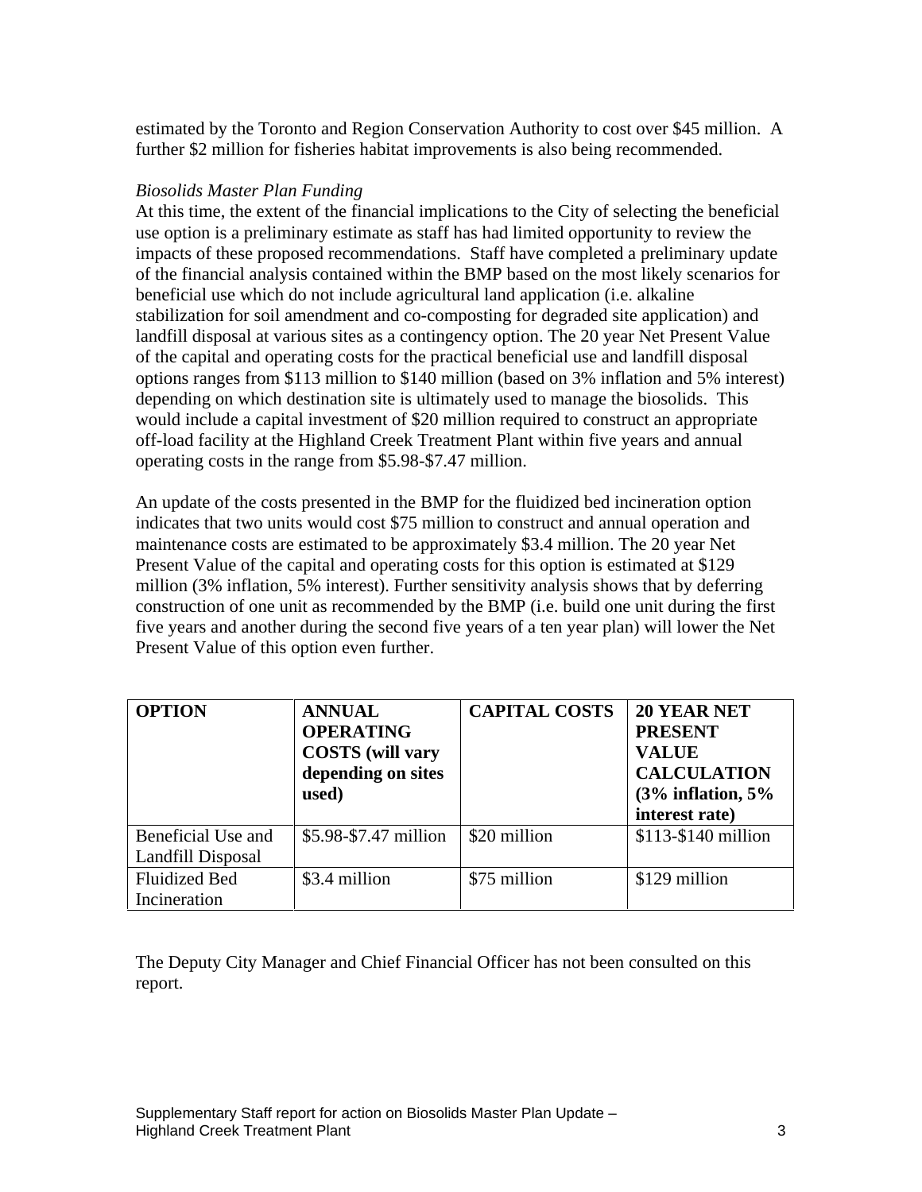estimated by the Toronto and Region Conservation Authority to cost over $45 million. A further $2 million for fisheries habitat improvements is also being recommended.

*Biosolids Master Plan Funding*

At this time, the extent of the financial implications to the City of selecting the beneficial use option is a preliminary estimate as staff has had limited opportunity to review the impacts of these proposed recommendations. Staff have completed a preliminary update of the financial analysis contained within the BMP based on the most likely scenarios for beneficial use which do not include agricultural land application (i.e. alkaline stabilization for soil amendment and co-composting for degraded site application) and landfill disposal at various sites as a contingency option. The 20 year Net Present Value of the capital and operating costs for the practical beneficial use and landfill disposal options ranges from $113 million to $140 million (based on 3% inflation and 5% interest) depending on which destination site is ultimately used to manage the biosolids. This would include a capital investment of $20 million required to construct an appropriate off-load facility at the Highland Creek Treatment Plant within five years and annual operating costs in the range from $5.98-$7.47 million.

An update of the costs presented in the BMP for the fluidized bed incineration option indicates that two units would cost $75 million to construct and annual operation and maintenance costs are estimated to be approximately $3.4 million. The 20 year Net Present Value of the capital and operating costs for this option is estimated at $129 million (3% inflation, 5% interest). Further sensitivity analysis shows that by deferring construction of one unit as recommended by the BMP (i.e. build one unit during the first five years and another during the second five years of a ten year plan) will lower the Net Present Value of this option even further.

| OPTION | ANNUAL OPERATING COSTS (will vary depending on sites used) | CAPITAL COSTS | 20 YEAR NET PRESENT VALUE CALCULATION (3% inflation, 5% interest rate) |
|---|---|---|---|
| Beneficial Use and Landfill Disposal | $5.98-$7.47 million | $20 million | $113-$140 million |
| Fluidized Bed Incineration | $3.4 million | $75 million | $129 million |

The Deputy City Manager and Chief Financial Officer has not been consulted on this report.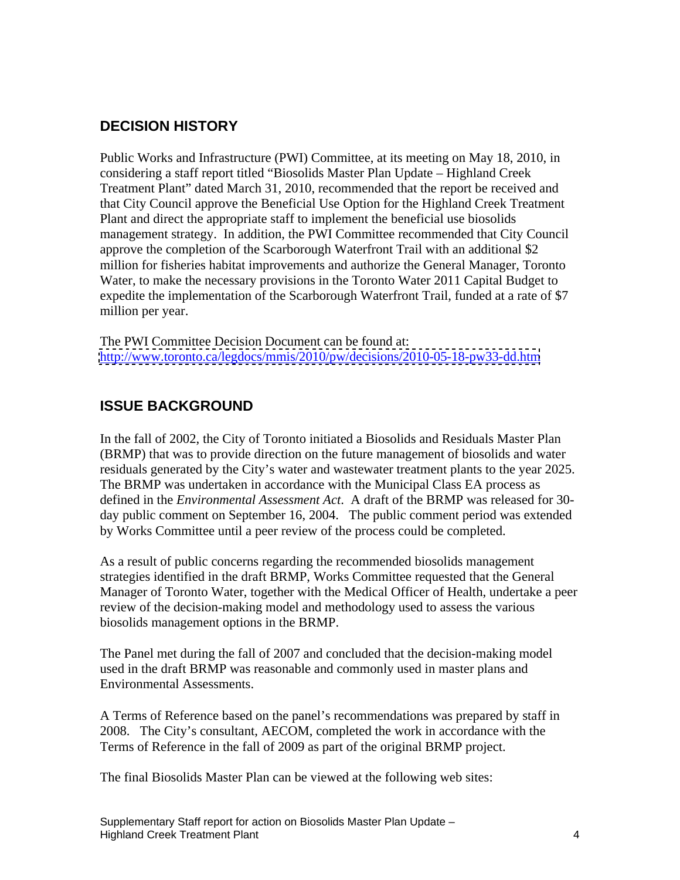## DECISION HISTORY

Public Works and Infrastructure (PWI) Committee, at its meeting on May 18, 2010, in considering a staff report titled "Biosolids Master Plan Update – Highland Creek Treatment Plant" dated March 31, 2010, recommended that the report be received and that City Council approve the Beneficial Use Option for the Highland Creek Treatment Plant and direct the appropriate staff to implement the beneficial use biosolids management strategy. In addition, the PWI Committee recommended that City Council approve the completion of the Scarborough Waterfront Trail with an additional $2 million for fisheries habitat improvements and authorize the General Manager, Toronto Water, to make the necessary provisions in the Toronto Water 2011 Capital Budget to expedite the implementation of the Scarborough Waterfront Trail, funded at a rate of $7 million per year.

The PWI Committee Decision Document can be found at:
http://www.toronto.ca/legdocs/mmis/2010/pw/decisions/2010-05-18-pw33-dd.htm

## ISSUE BACKGROUND

In the fall of 2002, the City of Toronto initiated a Biosolids and Residuals Master Plan (BRMP) that was to provide direction on the future management of biosolids and water residuals generated by the City's water and wastewater treatment plants to the year 2025. The BRMP was undertaken in accordance with the Municipal Class EA process as defined in the *Environmental Assessment Act*. A draft of the BRMP was released for 30-day public comment on September 16, 2004. The public comment period was extended by Works Committee until a peer review of the process could be completed.

As a result of public concerns regarding the recommended biosolids management strategies identified in the draft BRMP, Works Committee requested that the General Manager of Toronto Water, together with the Medical Officer of Health, undertake a peer review of the decision-making model and methodology used to assess the various biosolids management options in the BRMP.

The Panel met during the fall of 2007 and concluded that the decision-making model used in the draft BRMP was reasonable and commonly used in master plans and Environmental Assessments.

A Terms of Reference based on the panel's recommendations was prepared by staff in 2008. The City's consultant, AECOM, completed the work in accordance with the Terms of Reference in the fall of 2009 as part of the original BRMP project.

The final Biosolids Master Plan can be viewed at the following web sites: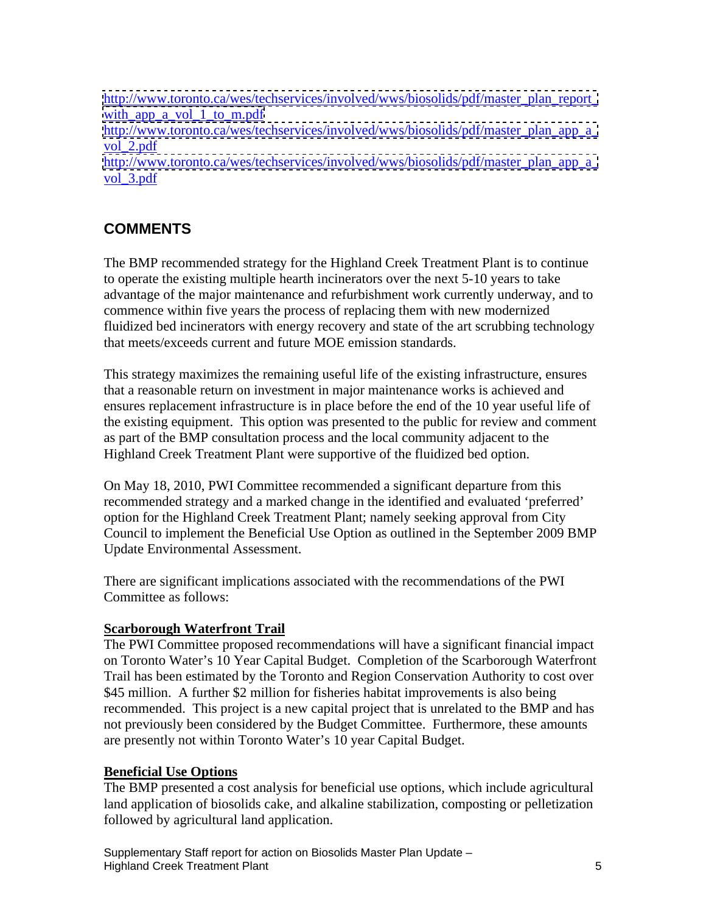http://www.toronto.ca/wes/techservices/involved/wws/biosolids/pdf/master_plan_report_with_app_a_vol_1_to_m.pdf
http://www.toronto.ca/wes/techservices/involved/wws/biosolids/pdf/master_plan_app_a_vol_2.pdf
http://www.toronto.ca/wes/techservices/involved/wws/biosolids/pdf/master_plan_app_a_vol_3.pdf

## COMMENTS

The BMP recommended strategy for the Highland Creek Treatment Plant is to continue to operate the existing multiple hearth incinerators over the next 5-10 years to take advantage of the major maintenance and refurbishment work currently underway, and to commence within five years the process of replacing them with new modernized fluidized bed incinerators with energy recovery and state of the art scrubbing technology that meets/exceeds current and future MOE emission standards.

This strategy maximizes the remaining useful life of the existing infrastructure, ensures that a reasonable return on investment in major maintenance works is achieved and ensures replacement infrastructure is in place before the end of the 10 year useful life of the existing equipment. This option was presented to the public for review and comment as part of the BMP consultation process and the local community adjacent to the Highland Creek Treatment Plant were supportive of the fluidized bed option.

On May 18, 2010, PWI Committee recommended a significant departure from this recommended strategy and a marked change in the identified and evaluated 'preferred' option for the Highland Creek Treatment Plant; namely seeking approval from City Council to implement the Beneficial Use Option as outlined in the September 2009 BMP Update Environmental Assessment.

There are significant implications associated with the recommendations of the PWI Committee as follows:

**Scarborough Waterfront Trail**
The PWI Committee proposed recommendations will have a significant financial impact on Toronto Water's 10 Year Capital Budget. Completion of the Scarborough Waterfront Trail has been estimated by the Toronto and Region Conservation Authority to cost over \$45 million. A further \$2 million for fisheries habitat improvements is also being recommended. This project is a new capital project that is unrelated to the BMP and has not previously been considered by the Budget Committee. Furthermore, these amounts are presently not within Toronto Water's 10 year Capital Budget.

**Beneficial Use Options**
The BMP presented a cost analysis for beneficial use options, which include agricultural land application of biosolids cake, and alkaline stabilization, composting or pelletization followed by agricultural land application.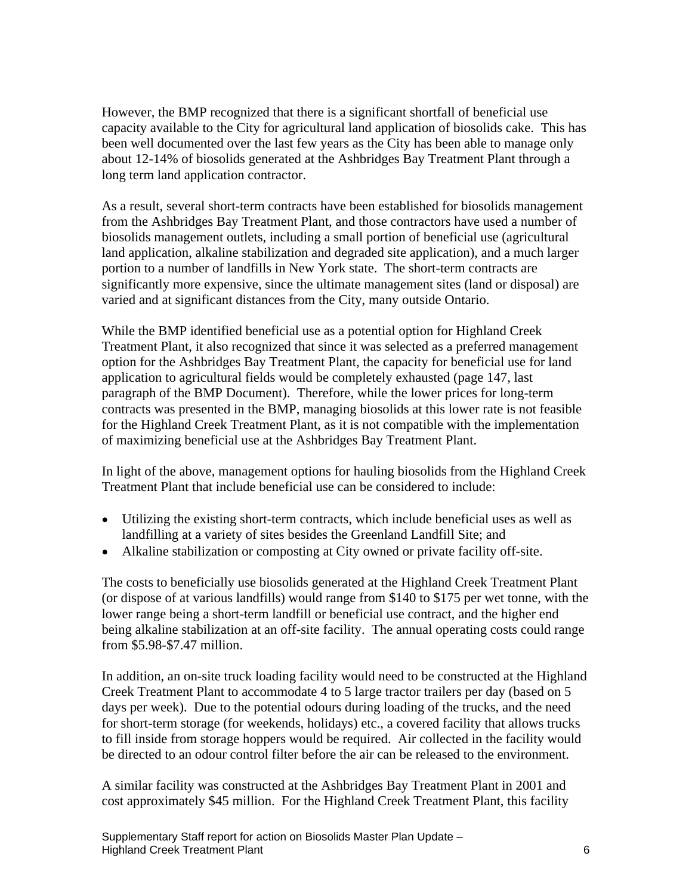However, the BMP recognized that there is a significant shortfall of beneficial use capacity available to the City for agricultural land application of biosolids cake. This has been well documented over the last few years as the City has been able to manage only about 12-14% of biosolids generated at the Ashbridges Bay Treatment Plant through a long term land application contractor.

As a result, several short-term contracts have been established for biosolids management from the Ashbridges Bay Treatment Plant, and those contractors have used a number of biosolids management outlets, including a small portion of beneficial use (agricultural land application, alkaline stabilization and degraded site application), and a much larger portion to a number of landfills in New York state. The short-term contracts are significantly more expensive, since the ultimate management sites (land or disposal) are varied and at significant distances from the City, many outside Ontario.

While the BMP identified beneficial use as a potential option for Highland Creek Treatment Plant, it also recognized that since it was selected as a preferred management option for the Ashbridges Bay Treatment Plant, the capacity for beneficial use for land application to agricultural fields would be completely exhausted (page 147, last paragraph of the BMP Document). Therefore, while the lower prices for long-term contracts was presented in the BMP, managing biosolids at this lower rate is not feasible for the Highland Creek Treatment Plant, as it is not compatible with the implementation of maximizing beneficial use at the Ashbridges Bay Treatment Plant.

In light of the above, management options for hauling biosolids from the Highland Creek Treatment Plant that include beneficial use can be considered to include:

- Utilizing the existing short-term contracts, which include beneficial uses as well as landfilling at a variety of sites besides the Greenland Landfill Site; and
- Alkaline stabilization or composting at City owned or private facility off-site.

The costs to beneficially use biosolids generated at the Highland Creek Treatment Plant (or dispose of at various landfills) would range from $140 to $175 per wet tonne, with the lower range being a short-term landfill or beneficial use contract, and the higher end being alkaline stabilization at an off-site facility. The annual operating costs could range from $5.98-$7.47 million.

In addition, an on-site truck loading facility would need to be constructed at the Highland Creek Treatment Plant to accommodate 4 to 5 large tractor trailers per day (based on 5 days per week). Due to the potential odours during loading of the trucks, and the need for short-term storage (for weekends, holidays) etc., a covered facility that allows trucks to fill inside from storage hoppers would be required. Air collected in the facility would be directed to an odour control filter before the air can be released to the environment.

A similar facility was constructed at the Ashbridges Bay Treatment Plant in 2001 and cost approximately $45 million. For the Highland Creek Treatment Plant, this facility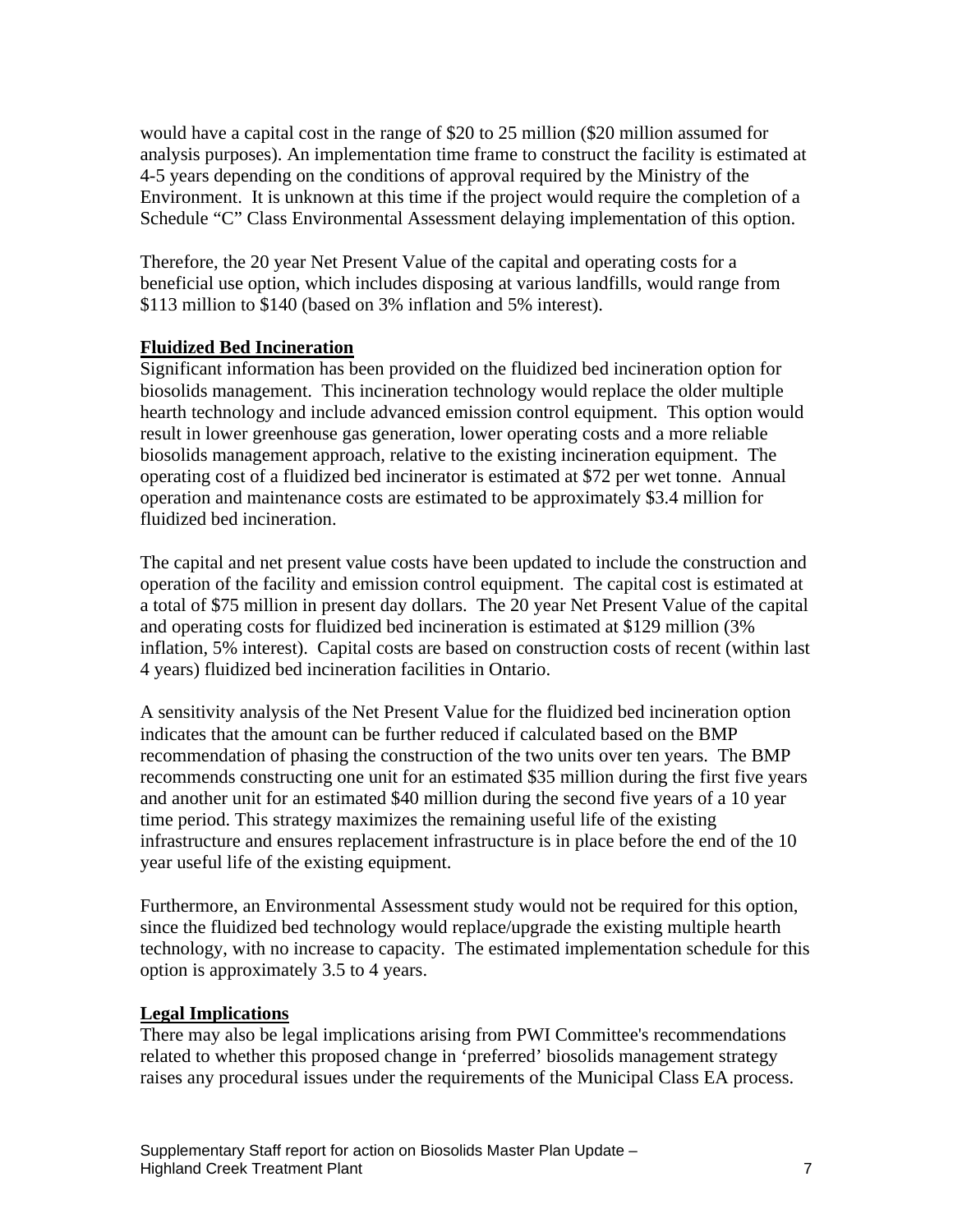would have a capital cost in the range of $20 to 25 million ($20 million assumed for analysis purposes). An implementation time frame to construct the facility is estimated at 4-5 years depending on the conditions of approval required by the Ministry of the Environment. It is unknown at this time if the project would require the completion of a Schedule "C" Class Environmental Assessment delaying implementation of this option.

Therefore, the 20 year Net Present Value of the capital and operating costs for a beneficial use option, which includes disposing at various landfills, would range from $113 million to $140 (based on 3% inflation and 5% interest).

**Fluidized Bed Incineration**

Significant information has been provided on the fluidized bed incineration option for biosolids management. This incineration technology would replace the older multiple hearth technology and include advanced emission control equipment. This option would result in lower greenhouse gas generation, lower operating costs and a more reliable biosolids management approach, relative to the existing incineration equipment. The operating cost of a fluidized bed incinerator is estimated at $72 per wet tonne. Annual operation and maintenance costs are estimated to be approximately $3.4 million for fluidized bed incineration.

The capital and net present value costs have been updated to include the construction and operation of the facility and emission control equipment. The capital cost is estimated at a total of $75 million in present day dollars. The 20 year Net Present Value of the capital and operating costs for fluidized bed incineration is estimated at $129 million (3% inflation, 5% interest). Capital costs are based on construction costs of recent (within last 4 years) fluidized bed incineration facilities in Ontario.

A sensitivity analysis of the Net Present Value for the fluidized bed incineration option indicates that the amount can be further reduced if calculated based on the BMP recommendation of phasing the construction of the two units over ten years. The BMP recommends constructing one unit for an estimated $35 million during the first five years and another unit for an estimated $40 million during the second five years of a 10 year time period. This strategy maximizes the remaining useful life of the existing infrastructure and ensures replacement infrastructure is in place before the end of the 10 year useful life of the existing equipment.

Furthermore, an Environmental Assessment study would not be required for this option, since the fluidized bed technology would replace/upgrade the existing multiple hearth technology, with no increase to capacity. The estimated implementation schedule for this option is approximately 3.5 to 4 years.

**Legal Implications**

There may also be legal implications arising from PWI Committee's recommendations related to whether this proposed change in 'preferred' biosolids management strategy raises any procedural issues under the requirements of the Municipal Class EA process.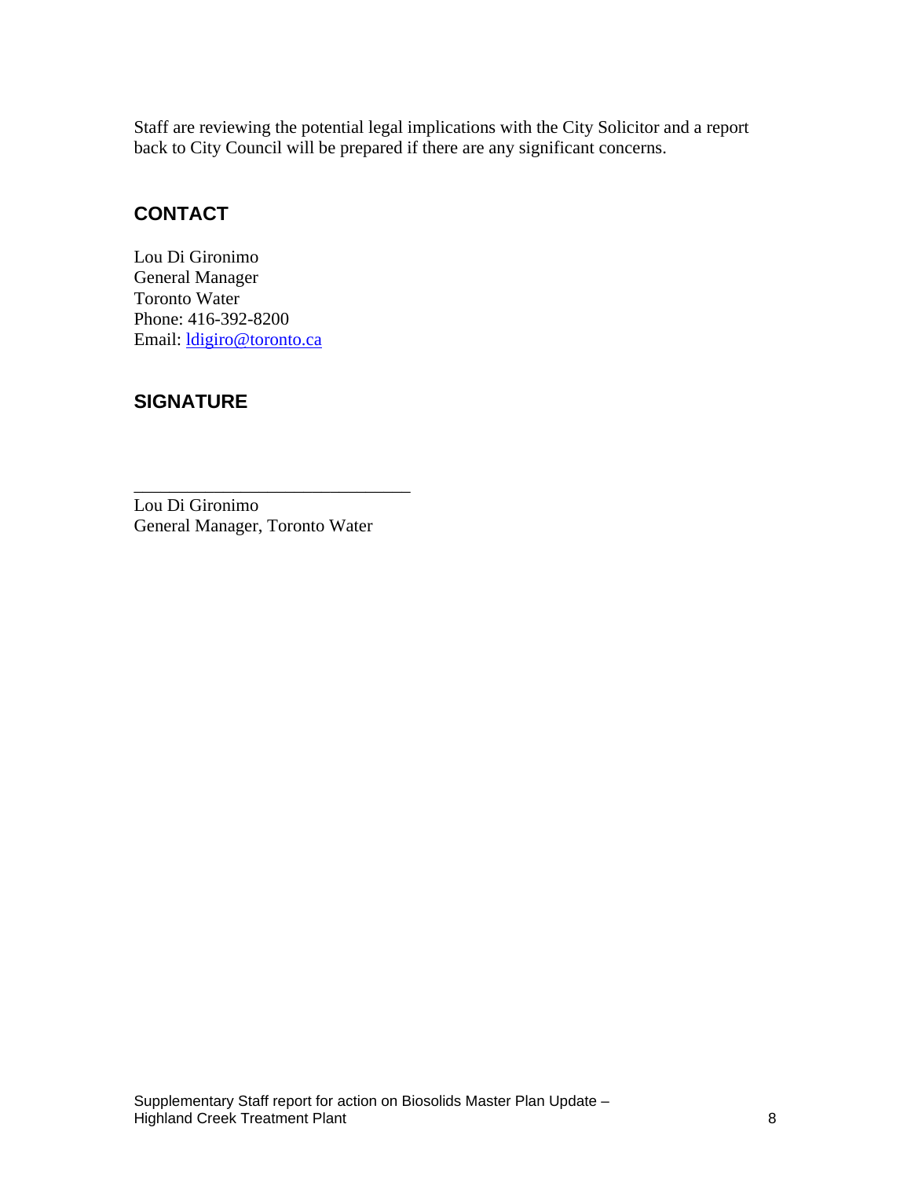Staff are reviewing the potential legal implications with the City Solicitor and a report back to City Council will be prepared if there are any significant concerns.

## CONTACT

Lou Di Gironimo
General Manager
Toronto Water
Phone: 416-392-8200
Email: ldigiro@toronto.ca

## SIGNATURE

_______________________________
Lou Di Gironimo
General Manager, Toronto Water